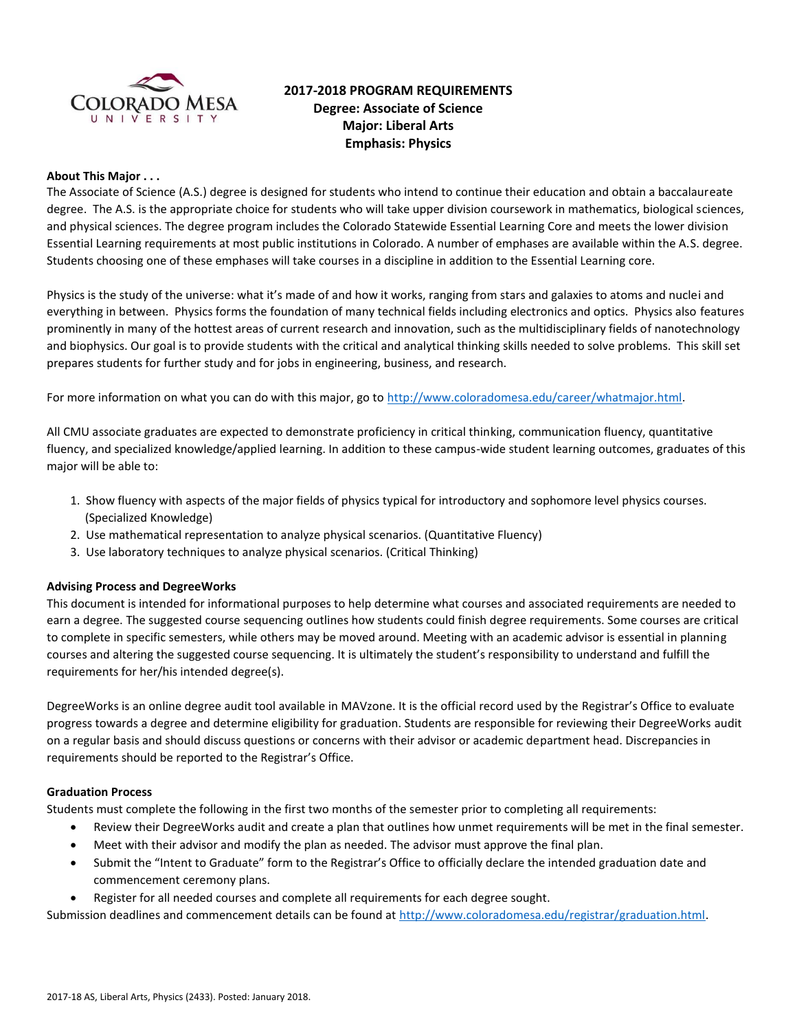# 2017-2018 PROGRAM REQUIREMENTS
## Degree: Associate of Science
## Major: Liberal Arts
## Emphasis: Physics

**About This Major . . .**

The Associate of Science (A.S.) degree is designed for students who intend to continue their education and obtain a baccalaureate degree. The A.S. is the appropriate choice for students who will take upper division coursework in mathematics, biological sciences, and physical sciences. The degree program includes the Colorado Statewide Essential Learning Core and meets the lower division Essential Learning requirements at most public institutions in Colorado. A number of emphases are available within the A.S. degree. Students choosing one of these emphases will take courses in a discipline in addition to the Essential Learning core.

Physics is the study of the universe: what it's made of and how it works, ranging from stars and galaxies to atoms and nuclei and everything in between. Physics forms the foundation of many technical fields including electronics and optics. Physics also features prominently in many of the hottest areas of current research and innovation, such as the multidisciplinary fields of nanotechnology and biophysics. Our goal is to provide students with the critical and analytical thinking skills needed to solve problems. This skill set prepares students for further study and for jobs in engineering, business, and research.

For more information on what you can do with this major, go to http://www.coloradomesa.edu/career/whatmajor.html.

All CMU associate graduates are expected to demonstrate proficiency in critical thinking, communication fluency, quantitative fluency, and specialized knowledge/applied learning. In addition to these campus-wide student learning outcomes, graduates of this major will be able to:

1. Show fluency with aspects of the major fields of physics typical for introductory and sophomore level physics courses. (Specialized Knowledge)
2. Use mathematical representation to analyze physical scenarios. (Quantitative Fluency)
3. Use laboratory techniques to analyze physical scenarios. (Critical Thinking)

**Advising Process and DegreeWorks**

This document is intended for informational purposes to help determine what courses and associated requirements are needed to earn a degree. The suggested course sequencing outlines how students could finish degree requirements. Some courses are critical to complete in specific semesters, while others may be moved around. Meeting with an academic advisor is essential in planning courses and altering the suggested course sequencing. It is ultimately the student's responsibility to understand and fulfill the requirements for her/his intended degree(s).

DegreeWorks is an online degree audit tool available in MAVzone. It is the official record used by the Registrar's Office to evaluate progress towards a degree and determine eligibility for graduation. Students are responsible for reviewing their DegreeWorks audit on a regular basis and should discuss questions or concerns with their advisor or academic department head. Discrepancies in requirements should be reported to the Registrar's Office.

**Graduation Process**

Students must complete the following in the first two months of the semester prior to completing all requirements:

- Review their DegreeWorks audit and create a plan that outlines how unmet requirements will be met in the final semester.
- Meet with their advisor and modify the plan as needed. The advisor must approve the final plan.
- Submit the "Intent to Graduate" form to the Registrar's Office to officially declare the intended graduation date and commencement ceremony plans.
- Register for all needed courses and complete all requirements for each degree sought.

Submission deadlines and commencement details can be found at http://www.coloradomesa.edu/registrar/graduation.html.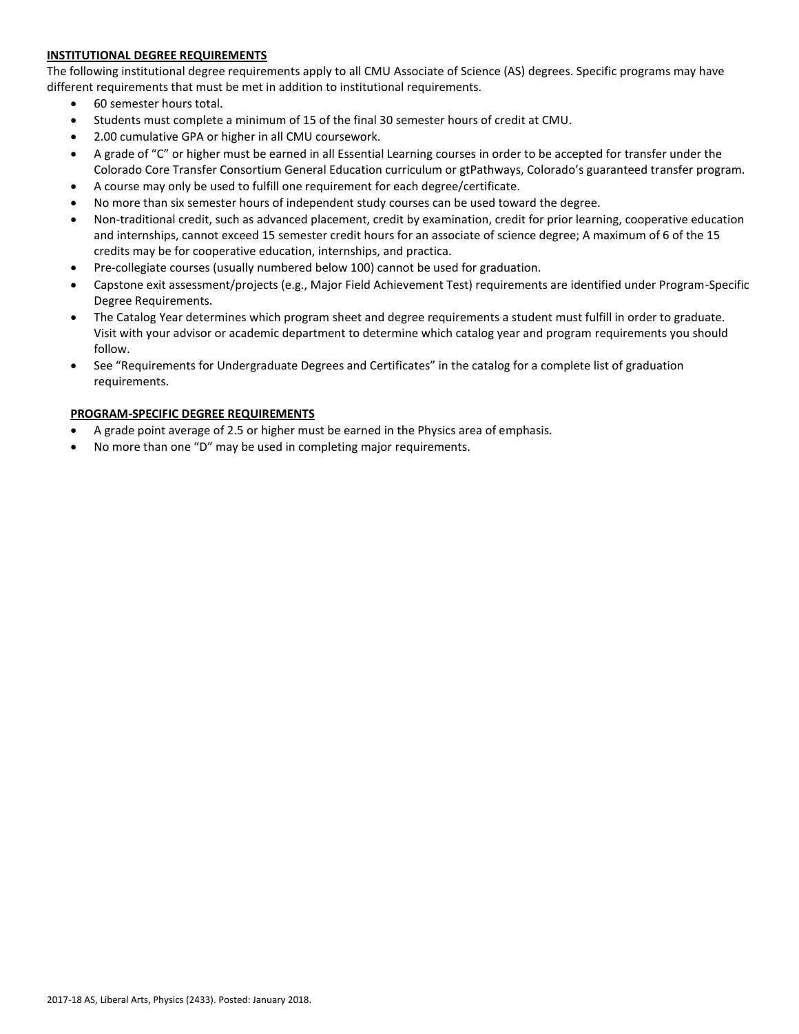**INSTITUTIONAL DEGREE REQUIREMENTS**

The following institutional degree requirements apply to all CMU Associate of Science (AS) degrees. Specific programs may have different requirements that must be met in addition to institutional requirements.

- 60 semester hours total.
- Students must complete a minimum of 15 of the final 30 semester hours of credit at CMU.
- 2.00 cumulative GPA or higher in all CMU coursework.
- A grade of "C" or higher must be earned in all Essential Learning courses in order to be accepted for transfer under the Colorado Core Transfer Consortium General Education curriculum or gtPathways, Colorado's guaranteed transfer program.
- A course may only be used to fulfill one requirement for each degree/certificate.
- No more than six semester hours of independent study courses can be used toward the degree.
- Non-traditional credit, such as advanced placement, credit by examination, credit for prior learning, cooperative education and internships, cannot exceed 15 semester credit hours for an associate of science degree; A maximum of 6 of the 15 credits may be for cooperative education, internships, and practica.
- Pre-collegiate courses (usually numbered below 100) cannot be used for graduation.
- Capstone exit assessment/projects (e.g., Major Field Achievement Test) requirements are identified under Program-Specific Degree Requirements.
- The Catalog Year determines which program sheet and degree requirements a student must fulfill in order to graduate. Visit with your advisor or academic department to determine which catalog year and program requirements you should follow.
- See "Requirements for Undergraduate Degrees and Certificates" in the catalog for a complete list of graduation requirements.

**PROGRAM-SPECIFIC DEGREE REQUIREMENTS**

- A grade point average of 2.5 or higher must be earned in the Physics area of emphasis.
- No more than one "D" may be used in completing major requirements.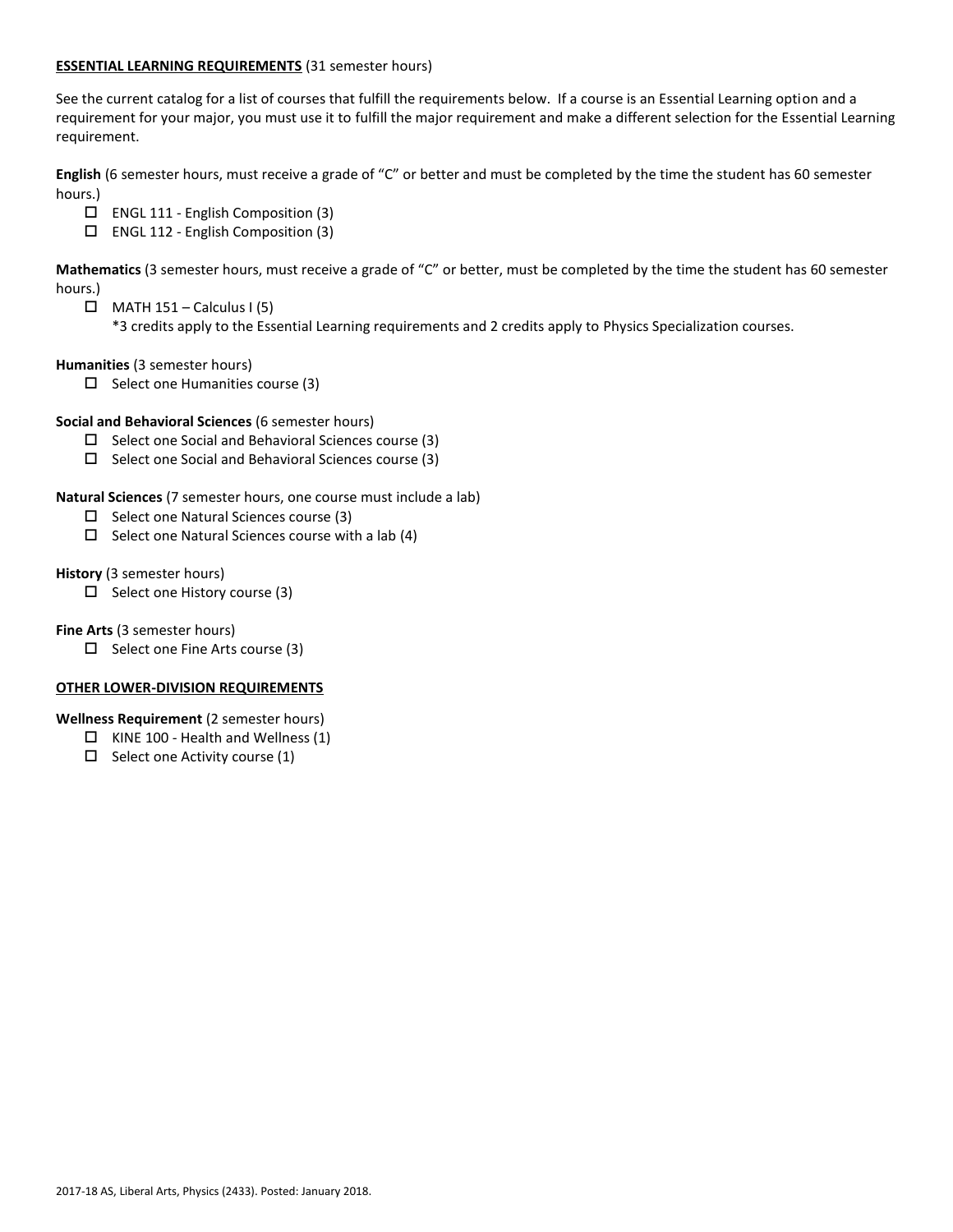**ESSENTIAL LEARNING REQUIREMENTS** (31 semester hours)

See the current catalog for a list of courses that fulfill the requirements below. If a course is an Essential Learning option and a requirement for your major, you must use it to fulfill the major requirement and make a different selection for the Essential Learning requirement.

**English** (6 semester hours, must receive a grade of "C" or better and must be completed by the time the student has 60 semester hours.)

- ☐ ENGL 111 - English Composition (3)
- ☐ ENGL 112 - English Composition (3)

**Mathematics** (3 semester hours, must receive a grade of "C" or better, must be completed by the time the student has 60 semester hours.)

- ☐ MATH 151 – Calculus I (5)
  *3 credits apply to the Essential Learning requirements and 2 credits apply to Physics Specialization courses.

**Humanities** (3 semester hours)

- ☐ Select one Humanities course (3)

**Social and Behavioral Sciences** (6 semester hours)

- ☐ Select one Social and Behavioral Sciences course (3)
- ☐ Select one Social and Behavioral Sciences course (3)

**Natural Sciences** (7 semester hours, one course must include a lab)

- ☐ Select one Natural Sciences course (3)
- ☐ Select one Natural Sciences course with a lab (4)

**History** (3 semester hours)

- ☐ Select one History course (3)

**Fine Arts** (3 semester hours)

- ☐ Select one Fine Arts course (3)

**OTHER LOWER-DIVISION REQUIREMENTS**

**Wellness Requirement** (2 semester hours)

- ☐ KINE 100 - Health and Wellness (1)
- ☐ Select one Activity course (1)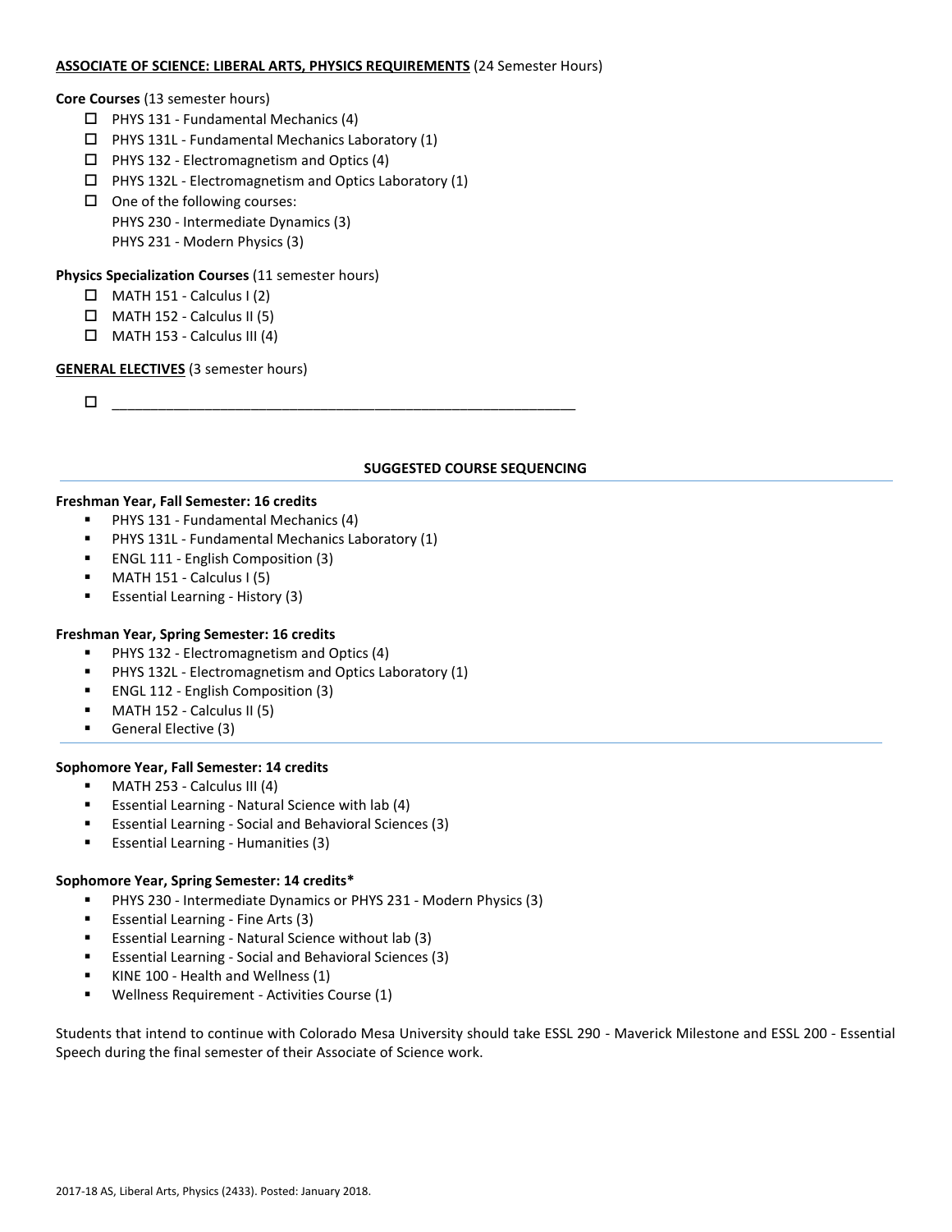**ASSOCIATE OF SCIENCE: LIBERAL ARTS, PHYSICS REQUIREMENTS** (24 Semester Hours)

**Core Courses** (13 semester hours)

- ☐ PHYS 131 - Fundamental Mechanics (4)
- ☐ PHYS 131L - Fundamental Mechanics Laboratory (1)
- ☐ PHYS 132 - Electromagnetism and Optics (4)
- ☐ PHYS 132L - Electromagnetism and Optics Laboratory (1)
- ☐ One of the following courses:
  PHYS 230 - Intermediate Dynamics (3)
  PHYS 231 - Modern Physics (3)

**Physics Specialization Courses** (11 semester hours)

- ☐ MATH 151 - Calculus I (2)
- ☐ MATH 152 - Calculus II (5)
- ☐ MATH 153 - Calculus III (4)

**GENERAL ELECTIVES** (3 semester hours)

- ☐ ____________________________________________________________

### SUGGESTED COURSE SEQUENCING

**Freshman Year, Fall Semester: 16 credits**

- PHYS 131 - Fundamental Mechanics (4)
- PHYS 131L - Fundamental Mechanics Laboratory (1)
- ENGL 111 - English Composition (3)
- MATH 151 - Calculus I (5)
- Essential Learning - History (3)

**Freshman Year, Spring Semester: 16 credits**

- PHYS 132 - Electromagnetism and Optics (4)
- PHYS 132L - Electromagnetism and Optics Laboratory (1)
- ENGL 112 - English Composition (3)
- MATH 152 - Calculus II (5)
- General Elective (3)

**Sophomore Year, Fall Semester: 14 credits**

- MATH 253 - Calculus III (4)
- Essential Learning - Natural Science with lab (4)
- Essential Learning - Social and Behavioral Sciences (3)
- Essential Learning - Humanities (3)

**Sophomore Year, Spring Semester: 14 credits***

- PHYS 230 - Intermediate Dynamics or PHYS 231 - Modern Physics (3)
- Essential Learning - Fine Arts (3)
- Essential Learning - Natural Science without lab (3)
- Essential Learning - Social and Behavioral Sciences (3)
- KINE 100 - Health and Wellness (1)
- Wellness Requirement - Activities Course (1)

Students that intend to continue with Colorado Mesa University should take ESSL 290 - Maverick Milestone and ESSL 200 - Essential Speech during the final semester of their Associate of Science work.